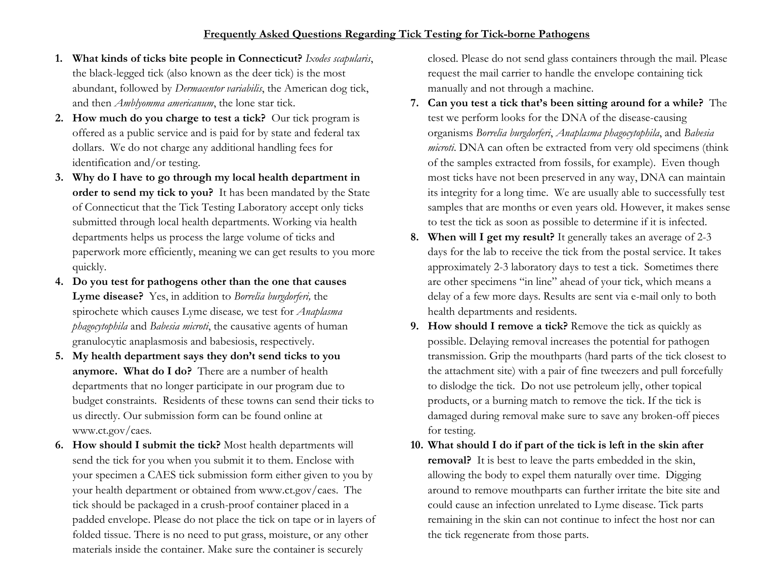# Frequently Asked Questions Regarding Tick Testing for Tick-borne Pathogens

1. **What kinds of ticks bite people in Connecticut?** *Ixodes scapularis*, the black-legged tick (also known as the deer tick) is the most abundant, followed by *Dermacentor variabilis*, the American dog tick, and then *Amblyomma americanum*, the lone star tick.
2. **How much do you charge to test a tick?** Our tick program is offered as a public service and is paid for by state and federal tax dollars. We do not charge any additional handling fees for identification and/or testing.
3. **Why do I have to go through my local health department in order to send my tick to you?** It has been mandated by the State of Connecticut that the Tick Testing Laboratory accept only ticks submitted through local health departments. Working via health departments helps us process the large volume of ticks and paperwork more efficiently, meaning we can get results to you more quickly.
4. **Do you test for pathogens other than the one that causes Lyme disease?** Yes, in addition to *Borrelia burgdorferi,* the spirochete which causes Lyme disease*,* we test for *Anaplasma phagocytophila* and *Babesia microti*, the causative agents of human granulocytic anaplasmosis and babesiosis, respectively.
5. **My health department says they don't send ticks to you anymore. What do I do?** There are a number of health departments that no longer participate in our program due to budget constraints. Residents of these towns can send their ticks to us directly. Our submission form can be found online at www.ct.gov/caes.
6. **How should I submit the tick?** Most health departments will send the tick for you when you submit it to them. Enclose with your specimen a CAES tick submission form either given to you by your health department or obtained from www.ct.gov/caes. The tick should be packaged in a crush-proof container placed in a padded envelope. Please do not place the tick on tape or in layers of folded tissue. There is no need to put grass, moisture, or any other materials inside the container. Make sure the container is securely closed. Please do not send glass containers through the mail. Please request the mail carrier to handle the envelope containing tick manually and not through a machine.
7. **Can you test a tick that's been sitting around for a while?** The test we perform looks for the DNA of the disease-causing organisms *Borrelia burgdorferi*, *Anaplasma phagocytophila*, and *Babesia microti*. DNA can often be extracted from very old specimens (think of the samples extracted from fossils, for example). Even though most ticks have not been preserved in any way, DNA can maintain its integrity for a long time. We are usually able to successfully test samples that are months or even years old. However, it makes sense to test the tick as soon as possible to determine if it is infected.
8. **When will I get my result?** It generally takes an average of 2-3 days for the lab to receive the tick from the postal service. It takes approximately 2-3 laboratory days to test a tick. Sometimes there are other specimens "in line" ahead of your tick, which means a delay of a few more days. Results are sent via e-mail only to both health departments and residents.
9. **How should I remove a tick?** Remove the tick as quickly as possible. Delaying removal increases the potential for pathogen transmission. Grip the mouthparts (hard parts of the tick closest to the attachment site) with a pair of fine tweezers and pull forcefully to dislodge the tick. Do not use petroleum jelly, other topical products, or a burning match to remove the tick. If the tick is damaged during removal make sure to save any broken-off pieces for testing.
10. **What should I do if part of the tick is left in the skin after removal?** It is best to leave the parts embedded in the skin, allowing the body to expel them naturally over time. Digging around to remove mouthparts can further irritate the bite site and could cause an infection unrelated to Lyme disease. Tick parts remaining in the skin can not continue to infect the host nor can the tick regenerate from those parts.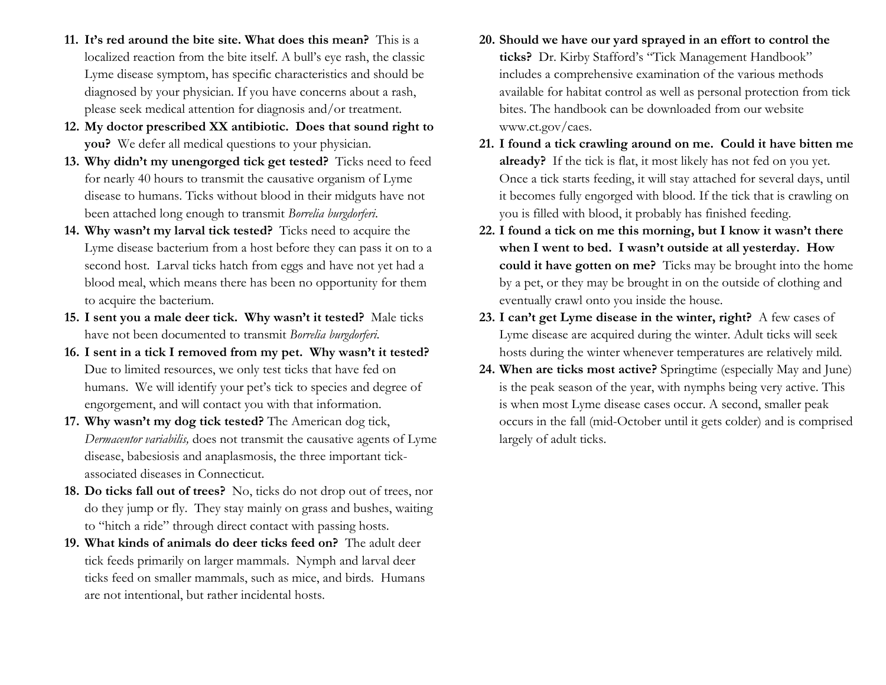11. **It's red around the bite site. What does this mean?** This is a localized reaction from the bite itself. A bull's eye rash, the classic Lyme disease symptom, has specific characteristics and should be diagnosed by your physician. If you have concerns about a rash, please seek medical attention for diagnosis and/or treatment.
12. **My doctor prescribed XX antibiotic. Does that sound right to you?** We defer all medical questions to your physician.
13. **Why didn't my unengorged tick get tested?** Ticks need to feed for nearly 40 hours to transmit the causative organism of Lyme disease to humans. Ticks without blood in their midguts have not been attached long enough to transmit *Borrelia burgdorferi*.
14. **Why wasn't my larval tick tested?** Ticks need to acquire the Lyme disease bacterium from a host before they can pass it on to a second host. Larval ticks hatch from eggs and have not yet had a blood meal, which means there has been no opportunity for them to acquire the bacterium.
15. **I sent you a male deer tick. Why wasn't it tested?** Male ticks have not been documented to transmit *Borrelia burgdorferi*.
16. **I sent in a tick I removed from my pet. Why wasn't it tested?** Due to limited resources, we only test ticks that have fed on humans. We will identify your pet's tick to species and degree of engorgement, and will contact you with that information.
17. **Why wasn't my dog tick tested?** The American dog tick, *Dermacentor variabilis,* does not transmit the causative agents of Lyme disease, babesiosis and anaplasmosis, the three important tick-associated diseases in Connecticut.
18. **Do ticks fall out of trees?** No, ticks do not drop out of trees, nor do they jump or fly. They stay mainly on grass and bushes, waiting to "hitch a ride" through direct contact with passing hosts.
19. **What kinds of animals do deer ticks feed on?** The adult deer tick feeds primarily on larger mammals. Nymph and larval deer ticks feed on smaller mammals, such as mice, and birds. Humans are not intentional, but rather incidental hosts.
20. **Should we have our yard sprayed in an effort to control the ticks?** Dr. Kirby Stafford's "Tick Management Handbook" includes a comprehensive examination of the various methods available for habitat control as well as personal protection from tick bites. The handbook can be downloaded from our website www.ct.gov/caes.
21. **I found a tick crawling around on me. Could it have bitten me already?** If the tick is flat, it most likely has not fed on you yet. Once a tick starts feeding, it will stay attached for several days, until it becomes fully engorged with blood. If the tick that is crawling on you is filled with blood, it probably has finished feeding.
22. **I found a tick on me this morning, but I know it wasn't there when I went to bed. I wasn't outside at all yesterday. How could it have gotten on me?** Ticks may be brought into the home by a pet, or they may be brought in on the outside of clothing and eventually crawl onto you inside the house.
23. **I can't get Lyme disease in the winter, right?** A few cases of Lyme disease are acquired during the winter. Adult ticks will seek hosts during the winter whenever temperatures are relatively mild.
24. **When are ticks most active?** Springtime (especially May and June) is the peak season of the year, with nymphs being very active. This is when most Lyme disease cases occur. A second, smaller peak occurs in the fall (mid-October until it gets colder) and is comprised largely of adult ticks.